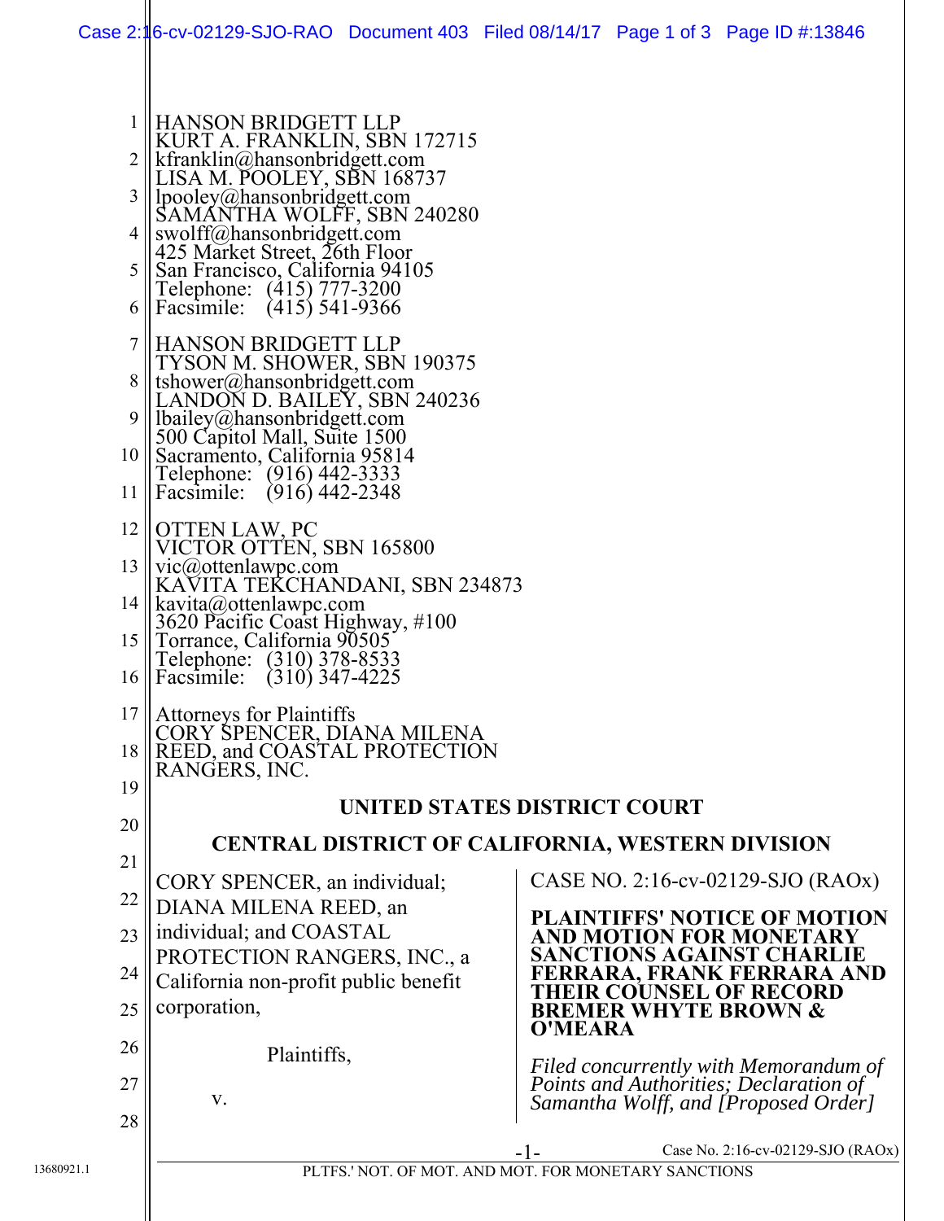HANSON BRIDGETT LLP
KURT A. FRANKLIN, SBN 172715
kfranklin@hansonbridgett.com
LISA M. POOLEY, SBN 168737
lpooley@hansonbridgett.com
SAMANTHA WOLFF, SBN 240280
swolff@hansonbridgett.com
425 Market Street, 26th Floor
San Francisco, California 94105
Telephone: (415) 777-3200
Facsimile: (415) 541-9366

HANSON BRIDGETT LLP
TYSON M. SHOWER, SBN 190375
tshower@hansonbridgett.com
LANDON D. BAILEY, SBN 240236
lbailey@hansonbridgett.com
500 Capitol Mall, Suite 1500
Sacramento, California 95814
Telephone: (916) 442-3333
Facsimile: (916) 442-2348

OTTEN LAW, PC
VICTOR OTTEN, SBN 165800
vic@ottenlawpc.com
KAVITA TEKCHANDANI, SBN 234873
kavita@ottenlawpc.com
3620 Pacific Coast Highway, #100
Torrance, California 90505
Telephone: (310) 378-8533
Facsimile: (310) 347-4225

Attorneys for Plaintiffs
CORY SPENCER, DIANA MILENA REED, and COASTAL PROTECTION RANGERS, INC.

**UNITED STATES DISTRICT COURT**

**CENTRAL DISTRICT OF CALIFORNIA, WESTERN DIVISION**

CORY SPENCER, an individual; DIANA MILENA REED, an individual; and COASTAL PROTECTION RANGERS, INC., a California non-profit public benefit corporation,

Plaintiffs,

v.

CASE NO. 2:16-cv-02129-SJO (RAOx)

**PLAINTIFFS' NOTICE OF MOTION AND MOTION FOR MONETARY SANCTIONS AGAINST CHARLIE FERRARA, FRANK FERRARA AND THEIR COUNSEL OF RECORD BREMER WHYTE BROWN & O'MEARA**

*Filed concurrently with Memorandum of Points and Authorities; Declaration of Samantha Wolff, and [Proposed Order]*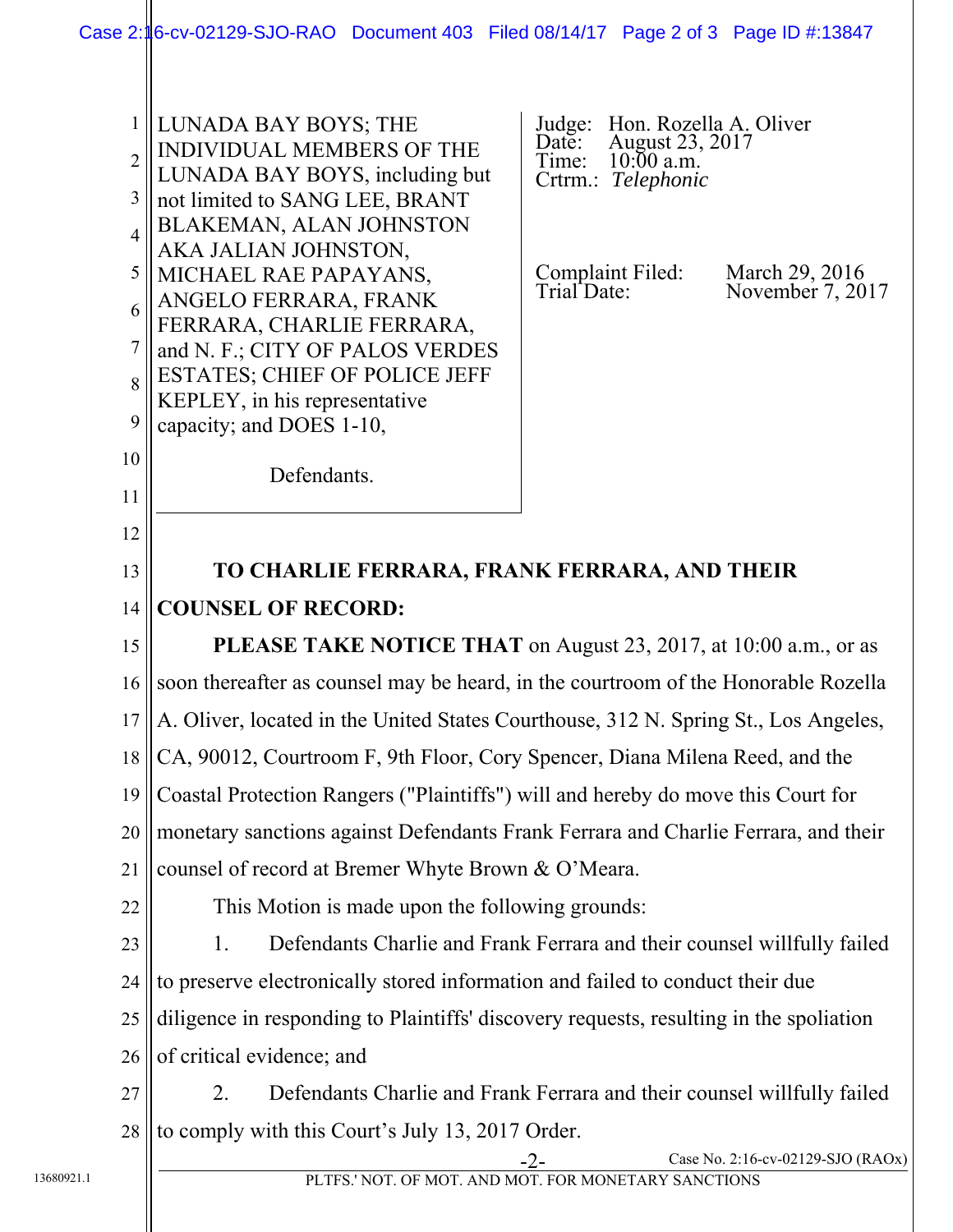LUNADA BAY BOYS; THE INDIVIDUAL MEMBERS OF THE LUNADA BAY BOYS, including but not limited to SANG LEE, BRANT BLAKEMAN, ALAN JOHNSTON AKA JALIAN JOHNSTON, MICHAEL RAE PAPAYANS, ANGELO FERRARA, FRANK FERRARA, CHARLIE FERRARA, and N. F.; CITY OF PALOS VERDES ESTATES; CHIEF OF POLICE JEFF KEPLEY, in his representative capacity; and DOES 1-10,

Defendants.

Judge: Hon. Rozella A. Oliver
Date: August 23, 2017
Time: 10:00 a.m.
Crtrm.: *Telephonic*

Complaint Filed: March 29, 2016
Trial Date: November 7, 2017

**TO CHARLIE FERRARA, FRANK FERRARA, AND THEIR COUNSEL OF RECORD:**

**PLEASE TAKE NOTICE THAT** on August 23, 2017, at 10:00 a.m., or as soon thereafter as counsel may be heard, in the courtroom of the Honorable Rozella A. Oliver, located in the United States Courthouse, 312 N. Spring St., Los Angeles, CA, 90012, Courtroom F, 9th Floor, Cory Spencer, Diana Milena Reed, and the Coastal Protection Rangers ("Plaintiffs") will and hereby do move this Court for monetary sanctions against Defendants Frank Ferrara and Charlie Ferrara, and their counsel of record at Bremer Whyte Brown & O'Meara.

This Motion is made upon the following grounds:

1. Defendants Charlie and Frank Ferrara and their counsel willfully failed to preserve electronically stored information and failed to conduct their due diligence in responding to Plaintiffs' discovery requests, resulting in the spoliation of critical evidence; and

2. Defendants Charlie and Frank Ferrara and their counsel willfully failed to comply with this Court's July 13, 2017 Order.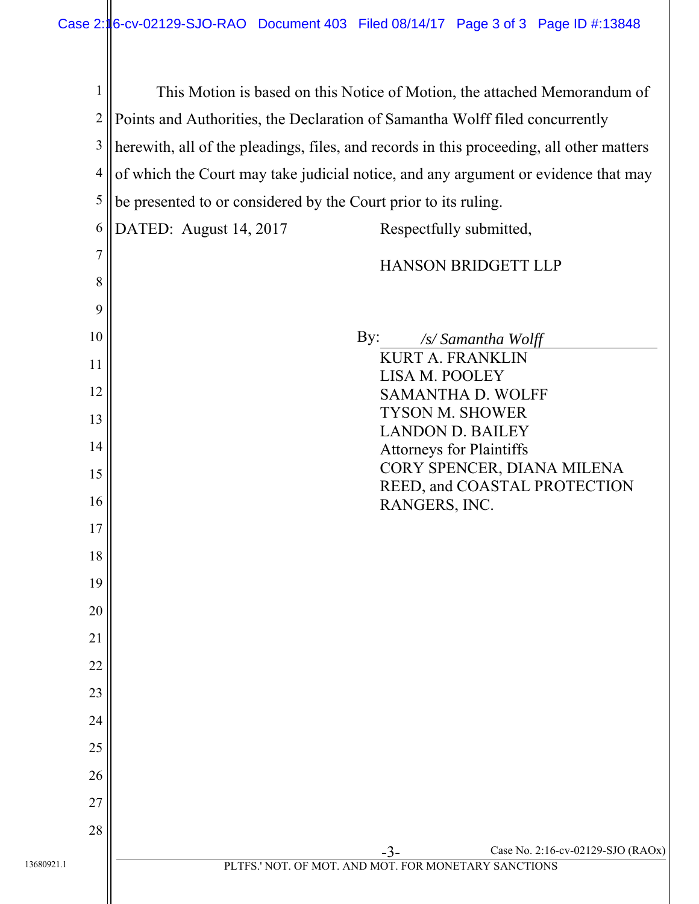This Motion is based on this Notice of Motion, the attached Memorandum of Points and Authorities, the Declaration of Samantha Wolff filed concurrently herewith, all of the pleadings, files, and records in this proceeding, all other matters of which the Court may take judicial notice, and any argument or evidence that may be presented to or considered by the Court prior to its ruling.

DATED: August 14, 2017

Respectfully submitted,

HANSON BRIDGETT LLP

By: */s/ Samantha Wolff*
KURT A. FRANKLIN
LISA M. POOLEY
SAMANTHA D. WOLFF
TYSON M. SHOWER
LANDON D. BAILEY
Attorneys for Plaintiffs
CORY SPENCER, DIANA MILENA REED, and COASTAL PROTECTION RANGERS, INC.